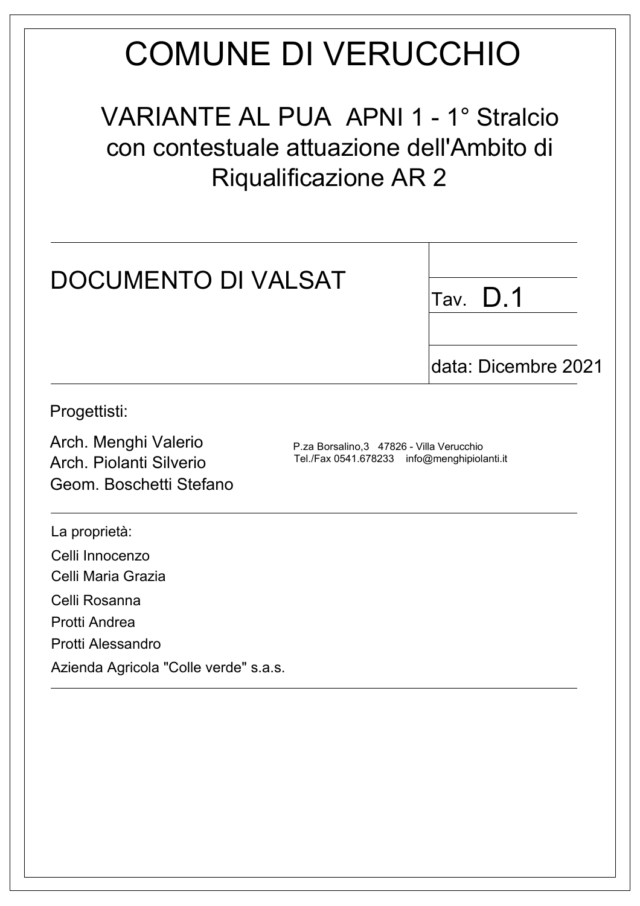# COMUNE DI VERUCCHIO

## VARIANTE AL PUA APNI 1 - 1° Stralcio con contestuale attuazione dell'Ambito di Riqualificazione AR 2

## DOCUMENTO DI VALSAT

Tav. **D.1**

data: Dicembre 2021

Progettisti:

Arch. Menghi Valerio
Arch. Piolanti Silverio
Geom. Boschetti Stefano

P.za Borsalino,3 47826 - Villa Verucchio
Tel./Fax 0541.678233 info@menghipiolanti.it

La proprietà:

Celli Innocenzo
Celli Maria Grazia
Celli Rosanna
Protti Andrea
Protti Alessandro
Azienda Agricola "Colle verde" s.a.s.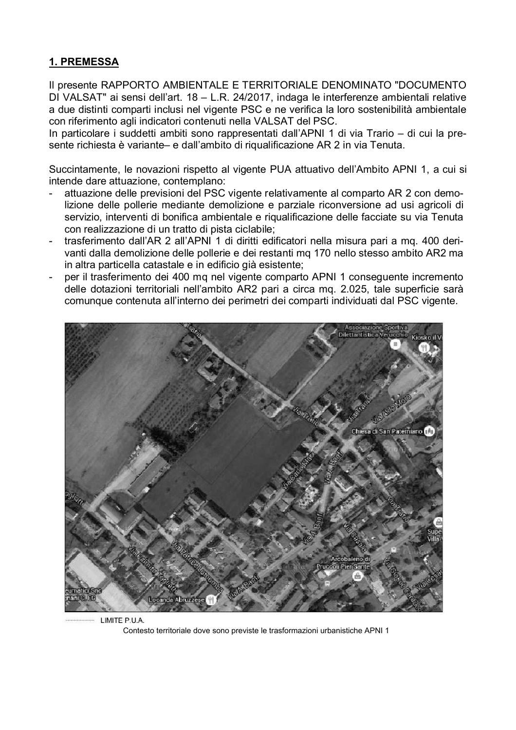## 1. PREMESSA

Il presente RAPPORTO AMBIENTALE E TERRITORIALE DENOMINATO "DOCUMENTO DI VALSAT" ai sensi dell'art. 18 – L.R. 24/2017, indaga le interferenze ambientali relative a due distinti comparti inclusi nel vigente PSC e ne verifica la loro sostenibilità ambientale con riferimento agli indicatori contenuti nella VALSAT del PSC.
In particolare i suddetti ambiti sono rappresentati dall'APNI 1 di via Trario – di cui la presente richiesta è variante– e dall'ambito di riqualificazione AR 2 in via Tenuta.

Succintamente, le novazioni rispetto al vigente PUA attuativo dell'Ambito APNI 1, a cui si intende dare attuazione, contemplano:

- attuazione delle previsioni del PSC vigente relativamente al comparto AR 2 con demolizione delle pollerie mediante demolizione e parziale riconversione ad usi agricoli di servizio, interventi di bonifica ambientale e riqualificazione delle facciate su via Tenuta con realizzazione di un tratto di pista ciclabile;
- trasferimento dall'AR 2 all'APNI 1 di diritti edificatori nella misura pari a mq. 400 derivanti dalla demolizione delle pollerie e dei restanti mq 170 nello stesso ambito AR2 ma in altra particella catastale e in edificio già esistente;
- per il trasferimento dei 400 mq nel vigente comparto APNI 1 conseguente incremento delle dotazioni territoriali nell'ambito AR2 pari a circa mq. 2.025, tale superficie sarà comunque contenuta all'interno dei perimetri dei comparti individuati dal PSC vigente.

LIMITE P.U.A.

Contesto territoriale dove sono previste le trasformazioni urbanistiche APNI 1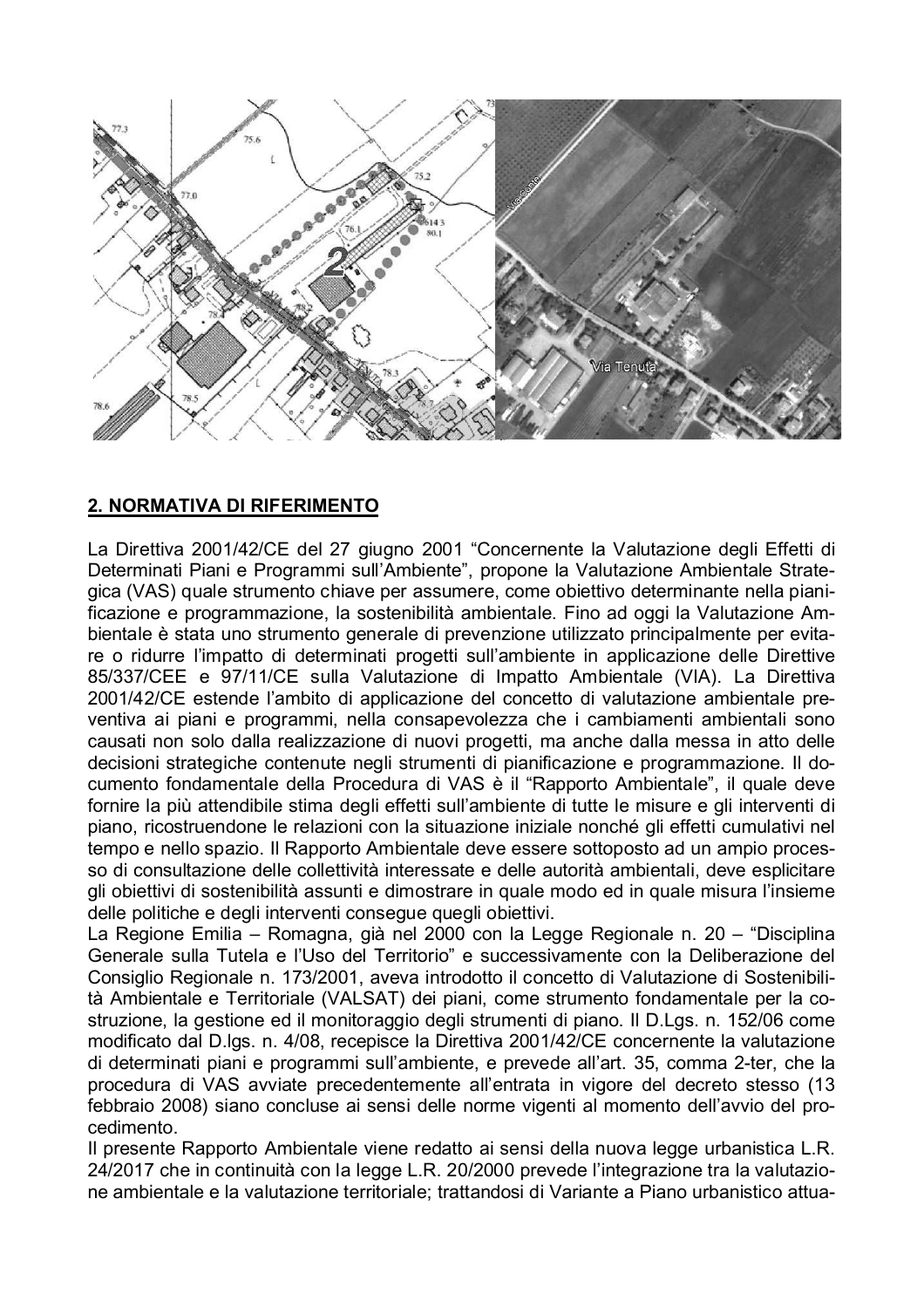## 2. NORMATIVA DI RIFERIMENTO

La Direttiva 2001/42/CE del 27 giugno 2001 "Concernente la Valutazione degli Effetti di Determinati Piani e Programmi sull'Ambiente", propone la Valutazione Ambientale Strategica (VAS) quale strumento chiave per assumere, come obiettivo determinante nella pianificazione e programmazione, la sostenibilità ambientale. Fino ad oggi la Valutazione Ambientale è stata uno strumento generale di prevenzione utilizzato principalmente per evitare o ridurre l'impatto di determinati progetti sull'ambiente in applicazione delle Direttive 85/337/CEE e 97/11/CE sulla Valutazione di Impatto Ambientale (VIA). La Direttiva 2001/42/CE estende l'ambito di applicazione del concetto di valutazione ambientale preventiva ai piani e programmi, nella consapevolezza che i cambiamenti ambientali sono causati non solo dalla realizzazione di nuovi progetti, ma anche dalla messa in atto delle decisioni strategiche contenute negli strumenti di pianificazione e programmazione. Il documento fondamentale della Procedura di VAS è il "Rapporto Ambientale", il quale deve fornire la più attendibile stima degli effetti sull'ambiente di tutte le misure e gli interventi di piano, ricostruendone le relazioni con la situazione iniziale nonché gli effetti cumulativi nel tempo e nello spazio. Il Rapporto Ambientale deve essere sottoposto ad un ampio processo di consultazione delle collettività interessate e delle autorità ambientali, deve esplicitare gli obiettivi di sostenibilità assunti e dimostrare in quale modo ed in quale misura l'insieme delle politiche e degli interventi consegue quegli obiettivi.
La Regione Emilia – Romagna, già nel 2000 con la Legge Regionale n. 20 – "Disciplina Generale sulla Tutela e l'Uso del Territorio" e successivamente con la Deliberazione del Consiglio Regionale n. 173/2001, aveva introdotto il concetto di Valutazione di Sostenibilità Ambientale e Territoriale (VALSAT) dei piani, come strumento fondamentale per la costruzione, la gestione ed il monitoraggio degli strumenti di piano. Il D.Lgs. n. 152/06 come modificato dal D.lgs. n. 4/08, recepisce la Direttiva 2001/42/CE concernente la valutazione di determinati piani e programmi sull'ambiente, e prevede all'art. 35, comma 2-ter, che la procedura di VAS avviate precedentemente all'entrata in vigore del decreto stesso (13 febbraio 2008) siano concluse ai sensi delle norme vigenti al momento dell'avvio del procedimento.
Il presente Rapporto Ambientale viene redatto ai sensi della nuova legge urbanistica L.R. 24/2017 che in continuità con la legge L.R. 20/2000 prevede l'integrazione tra la valutazione ambientale e la valutazione territoriale; trattandosi di Variante a Piano urbanistico attua-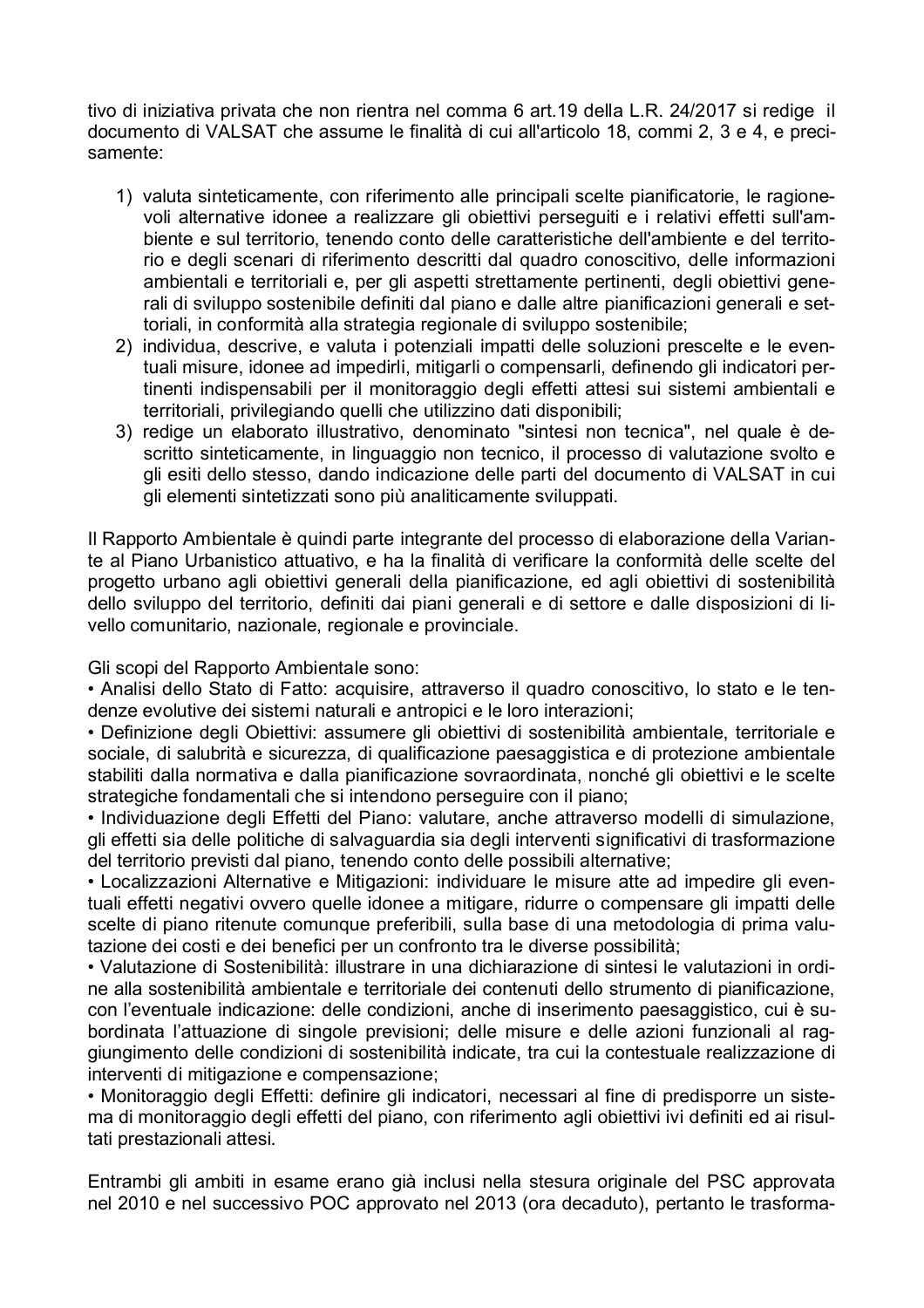tivo di iniziativa privata che non rientra nel comma 6 art.19 della L.R. 24/2017 si redige il documento di VALSAT che assume le finalità di cui all'articolo 18, commi 2, 3 e 4, e precisamente:

1) valuta sinteticamente, con riferimento alle principali scelte pianificatorie, le ragionevoli alternative idonee a realizzare gli obiettivi perseguiti e i relativi effetti sull'ambiente e sul territorio, tenendo conto delle caratteristiche dell'ambiente e del territorio e degli scenari di riferimento descritti dal quadro conoscitivo, delle informazioni ambientali e territoriali e, per gli aspetti strettamente pertinenti, degli obiettivi generali di sviluppo sostenibile definiti dal piano e dalle altre pianificazioni generali e settoriali, in conformità alla strategia regionale di sviluppo sostenibile;
2) individua, descrive, e valuta i potenziali impatti delle soluzioni prescelte e le eventuali misure, idonee ad impedirli, mitigarli o compensarli, definendo gli indicatori pertinenti indispensabili per il monitoraggio degli effetti attesi sui sistemi ambientali e territoriali, privilegiando quelli che utilizzino dati disponibili;
3) redige un elaborato illustrativo, denominato "sintesi non tecnica", nel quale è descritto sinteticamente, in linguaggio non tecnico, il processo di valutazione svolto e gli esiti dello stesso, dando indicazione delle parti del documento di VALSAT in cui gli elementi sintetizzati sono più analiticamente sviluppati.

Il Rapporto Ambientale è quindi parte integrante del processo di elaborazione della Variante al Piano Urbanistico attuativo, e ha la finalità di verificare la conformità delle scelte del progetto urbano agli obiettivi generali della pianificazione, ed agli obiettivi di sostenibilità dello sviluppo del territorio, definiti dai piani generali e di settore e dalle disposizioni di livello comunitario, nazionale, regionale e provinciale.

Gli scopi del Rapporto Ambientale sono:
• Analisi dello Stato di Fatto: acquisire, attraverso il quadro conoscitivo, lo stato e le tendenze evolutive dei sistemi naturali e antropici e le loro interazioni;
• Definizione degli Obiettivi: assumere gli obiettivi di sostenibilità ambientale, territoriale e sociale, di salubrità e sicurezza, di qualificazione paesaggistica e di protezione ambientale stabiliti dalla normativa e dalla pianificazione sovraordinata, nonché gli obiettivi e le scelte strategiche fondamentali che si intendono perseguire con il piano;
• Individuazione degli Effetti del Piano: valutare, anche attraverso modelli di simulazione, gli effetti sia delle politiche di salvaguardia sia degli interventi significativi di trasformazione del territorio previsti dal piano, tenendo conto delle possibili alternative;
• Localizzazioni Alternative e Mitigazioni: individuare le misure atte ad impedire gli eventuali effetti negativi ovvero quelle idonee a mitigare, ridurre o compensare gli impatti delle scelte di piano ritenute comunque preferibili, sulla base di una metodologia di prima valutazione dei costi e dei benefici per un confronto tra le diverse possibilità;
• Valutazione di Sostenibilità: illustrare in una dichiarazione di sintesi le valutazioni in ordine alla sostenibilità ambientale e territoriale dei contenuti dello strumento di pianificazione, con l'eventuale indicazione: delle condizioni, anche di inserimento paesaggistico, cui è subordinata l'attuazione di singole previsioni; delle misure e delle azioni funzionali al raggiungimento delle condizioni di sostenibilità indicate, tra cui la contestuale realizzazione di interventi di mitigazione e compensazione;
• Monitoraggio degli Effetti: definire gli indicatori, necessari al fine di predisporre un sistema di monitoraggio degli effetti del piano, con riferimento agli obiettivi ivi definiti ed ai risultati prestazionali attesi.

Entrambi gli ambiti in esame erano già inclusi nella stesura originale del PSC approvata nel 2010 e nel successivo POC approvato nel 2013 (ora decaduto), pertanto le trasforma-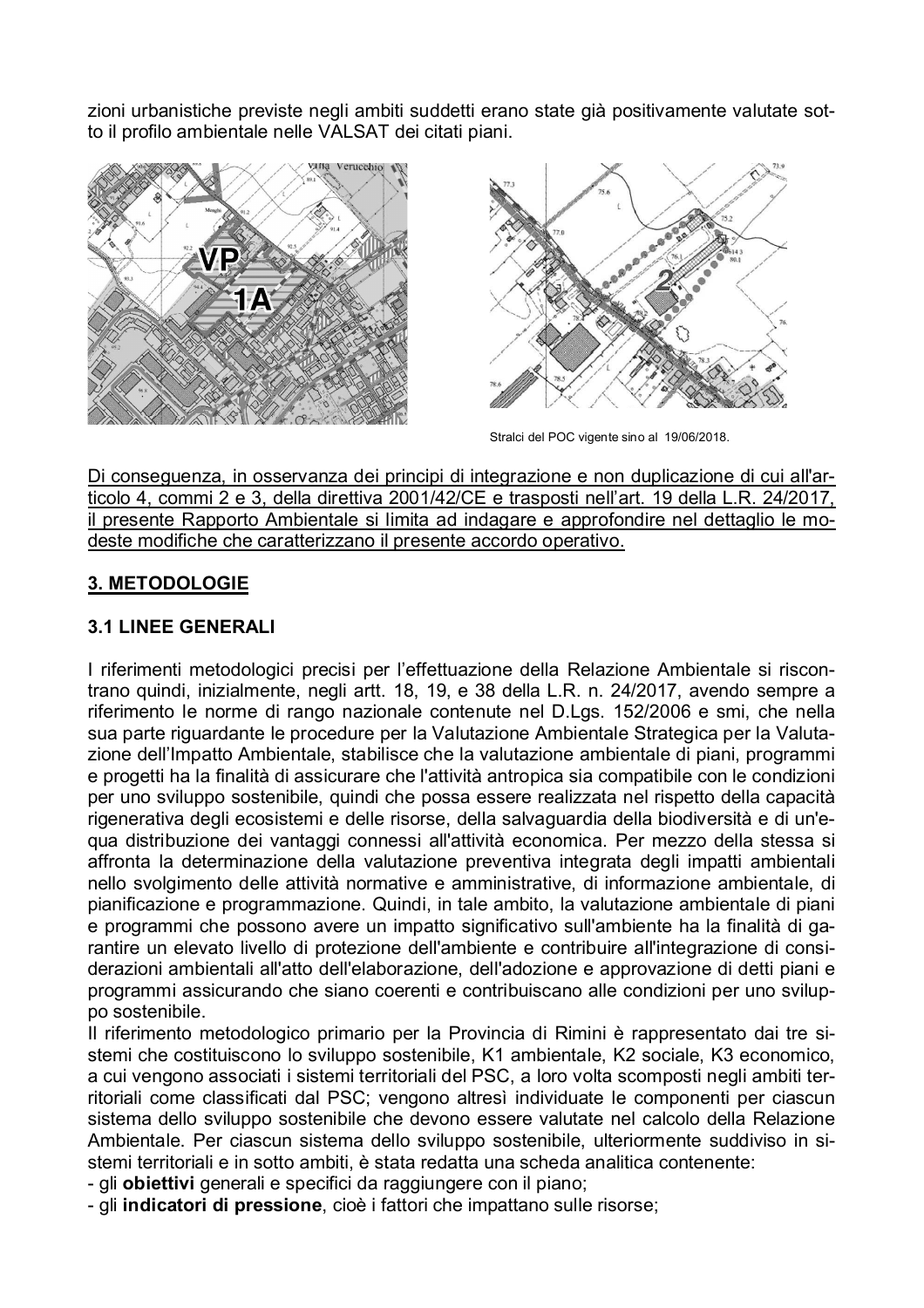zioni urbanistiche previste negli ambiti suddetti erano state già positivamente valutate sotto il profilo ambientale nelle VALSAT dei citati piani.

Stralci del POC vigente sino al 19/06/2018.

Di conseguenza, in osservanza dei principi di integrazione e non duplicazione di cui all'articolo 4, commi 2 e 3, della direttiva 2001/42/CE e trasposti nell'art. 19 della L.R. 24/2017, il presente Rapporto Ambientale si limita ad indagare e approfondire nel dettaglio le modeste modifiche che caratterizzano il presente accordo operativo.

## 3. METODOLOGIE

### 3.1 LINEE GENERALI

I riferimenti metodologici precisi per l'effettuazione della Relazione Ambientale si riscontrano quindi, inizialmente, negli artt. 18, 19, e 38 della L.R. n. 24/2017, avendo sempre a riferimento le norme di rango nazionale contenute nel D.Lgs. 152/2006 e smi, che nella sua parte riguardante le procedure per la Valutazione Ambientale Strategica per la Valutazione dell'Impatto Ambientale, stabilisce che la valutazione ambientale di piani, programmi e progetti ha la finalità di assicurare che l'attività antropica sia compatibile con le condizioni per uno sviluppo sostenibile, quindi che possa essere realizzata nel rispetto della capacità rigenerativa degli ecosistemi e delle risorse, della salvaguardia della biodiversità e di un'equa distribuzione dei vantaggi connessi all'attività economica. Per mezzo della stessa si affronta la determinazione della valutazione preventiva integrata degli impatti ambientali nello svolgimento delle attività normative e amministrative, di informazione ambientale, di pianificazione e programmazione. Quindi, in tale ambito, la valutazione ambientale di piani e programmi che possono avere un impatto significativo sull'ambiente ha la finalità di garantire un elevato livello di protezione dell'ambiente e contribuire all'integrazione di considerazioni ambientali all'atto dell'elaborazione, dell'adozione e approvazione di detti piani e programmi assicurando che siano coerenti e contribuiscano alle condizioni per uno sviluppo sostenibile.

Il riferimento metodologico primario per la Provincia di Rimini è rappresentato dai tre sistemi che costituiscono lo sviluppo sostenibile, K1 ambientale, K2 sociale, K3 economico, a cui vengono associati i sistemi territoriali del PSC, a loro volta scomposti negli ambiti territoriali come classificati dal PSC; vengono altresì individuate le componenti per ciascun sistema dello sviluppo sostenibile che devono essere valutate nel calcolo della Relazione Ambientale. Per ciascun sistema dello sviluppo sostenibile, ulteriormente suddiviso in sistemi territoriali e in sotto ambiti, è stata redatta una scheda analitica contenente:

- gli **obiettivi** generali e specifici da raggiungere con il piano;
- gli **indicatori di pressione**, cioè i fattori che impattano sulle risorse;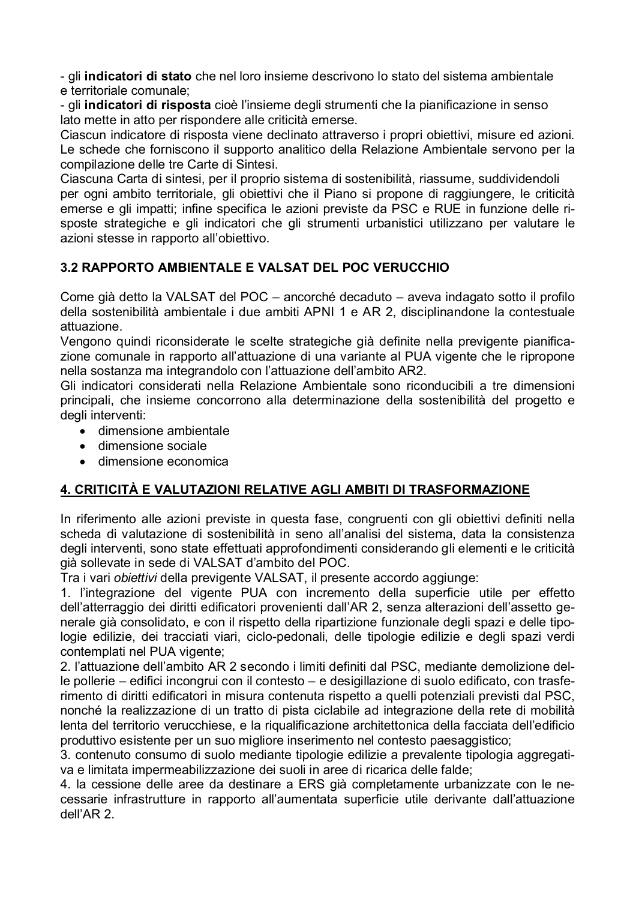- gli **indicatori di stato** che nel loro insieme descrivono lo stato del sistema ambientale e territoriale comunale;
- gli **indicatori di risposta** cioè l'insieme degli strumenti che la pianificazione in senso lato mette in atto per rispondere alle criticità emerse.

Ciascun indicatore di risposta viene declinato attraverso i propri obiettivi, misure ed azioni. Le schede che forniscono il supporto analitico della Relazione Ambientale servono per la compilazione delle tre Carte di Sintesi.

Ciascuna Carta di sintesi, per il proprio sistema di sostenibilità, riassume, suddividendoli per ogni ambito territoriale, gli obiettivi che il Piano si propone di raggiungere, le criticità emerse e gli impatti; infine specifica le azioni previste da PSC e RUE in funzione delle risposte strategiche e gli indicatori che gli strumenti urbanistici utilizzano per valutare le azioni stesse in rapporto all'obiettivo.

### 3.2 RAPPORTO AMBIENTALE E VALSAT DEL POC VERUCCHIO

Come già detto la VALSAT del POC – ancorché decaduto – aveva indagato sotto il profilo della sostenibilità ambientale i due ambiti APNI 1 e AR 2, disciplinandone la contestuale attuazione.

Vengono quindi riconsiderate le scelte strategiche già definite nella previgente pianificazione comunale in rapporto all'attuazione di una variante al PUA vigente che le ripropone nella sostanza ma integrandolo con l'attuazione dell'ambito AR2.

Gli indicatori considerati nella Relazione Ambientale sono riconducibili a tre dimensioni principali, che insieme concorrono alla determinazione della sostenibilità del progetto e degli interventi:

- dimensione ambientale
- dimensione sociale
- dimensione economica

## 4. CRITICITÀ E VALUTAZIONI RELATIVE AGLI AMBITI DI TRASFORMAZIONE

In riferimento alle azioni previste in questa fase, congruenti con gli obiettivi definiti nella scheda di valutazione di sostenibilità in seno all'analisi del sistema, data la consistenza degli interventi, sono state effettuati approfondimenti considerando gli elementi e le criticità già sollevate in sede di VALSAT d'ambito del POC.

Tra i vari *obiettivi* della previgente VALSAT, il presente accordo aggiunge:

1. l'integrazione del vigente PUA con incremento della superficie utile per effetto dell'atterraggio dei diritti edificatori provenienti dall'AR 2, senza alterazioni dell'assetto generale già consolidato, e con il rispetto della ripartizione funzionale degli spazi e delle tipologie edilizie, dei tracciati viari, ciclo-pedonali, delle tipologie edilizie e degli spazi verdi contemplati nel PUA vigente;
2. l'attuazione dell'ambito AR 2 secondo i limiti definiti dal PSC, mediante demolizione delle pollerie – edifici incongrui con il contesto – e desigillazione di suolo edificato, con trasferimento di diritti edificatori in misura contenuta rispetto a quelli potenziali previsti dal PSC, nonché la realizzazione di un tratto di pista ciclabile ad integrazione della rete di mobilità lenta del territorio verucchiese, e la riqualificazione architettonica della facciata dell'edificio produttivo esistente per un suo migliore inserimento nel contesto paesaggistico;
3. contenuto consumo di suolo mediante tipologie edilizie a prevalente tipologia aggregativa e limitata impermeabilizzazione dei suoli in aree di ricarica delle falde;
4. la cessione delle aree da destinare a ERS già completamente urbanizzate con le necessarie infrastrutture in rapporto all'aumentata superficie utile derivante dall'attuazione dell'AR 2.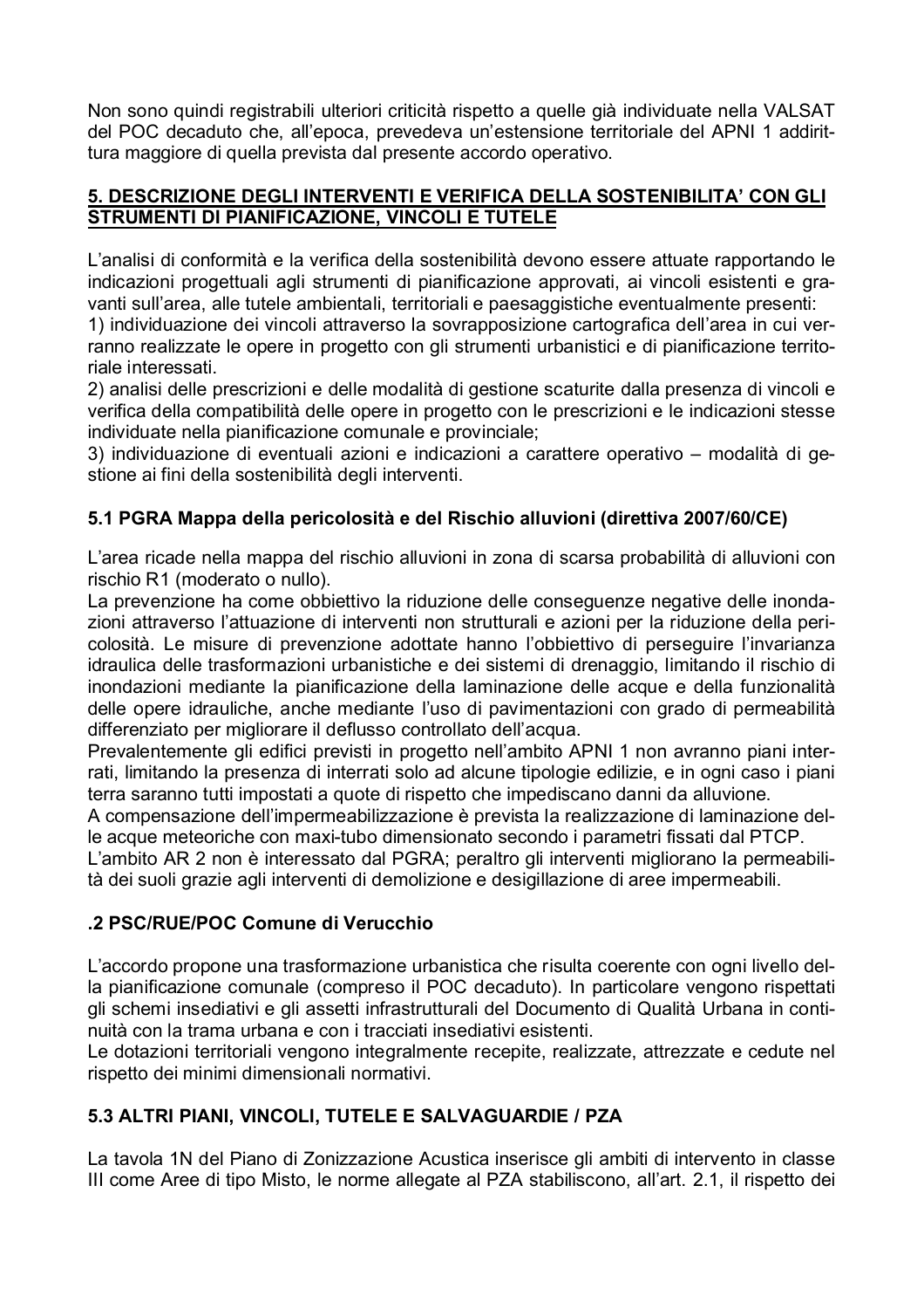Non sono quindi registrabili ulteriori criticità rispetto a quelle già individuate nella VALSAT del POC decaduto che, all'epoca, prevedeva un'estensione territoriale del APNI 1 addirittura maggiore di quella prevista dal presente accordo operativo.

## 5. DESCRIZIONE DEGLI INTERVENTI E VERIFICA DELLA SOSTENIBILITA' CON GLI STRUMENTI DI PIANIFICAZIONE, VINCOLI E TUTELE

L'analisi di conformità e la verifica della sostenibilità devono essere attuate rapportando le indicazioni progettuali agli strumenti di pianificazione approvati, ai vincoli esistenti e gravanti sull'area, alle tutele ambientali, territoriali e paesaggistiche eventualmente presenti:
1) individuazione dei vincoli attraverso la sovrapposizione cartografica dell'area in cui verranno realizzate le opere in progetto con gli strumenti urbanistici e di pianificazione territoriale interessati.
2) analisi delle prescrizioni e delle modalità di gestione scaturite dalla presenza di vincoli e verifica della compatibilità delle opere in progetto con le prescrizioni e le indicazioni stesse individuate nella pianificazione comunale e provinciale;
3) individuazione di eventuali azioni e indicazioni a carattere operativo – modalità di gestione ai fini della sostenibilità degli interventi.

### 5.1 PGRA Mappa della pericolosità e del Rischio alluvioni (direttiva 2007/60/CE)

L'area ricade nella mappa del rischio alluvioni in zona di scarsa probabilità di alluvioni con rischio R1 (moderato o nullo).
La prevenzione ha come obbiettivo la riduzione delle conseguenze negative delle inondazioni attraverso l'attuazione di interventi non strutturali e azioni per la riduzione della pericolosità. Le misure di prevenzione adottate hanno l'obbiettivo di perseguire l'invarianza idraulica delle trasformazioni urbanistiche e dei sistemi di drenaggio, limitando il rischio di inondazioni mediante la pianificazione della laminazione delle acque e della funzionalità delle opere idrauliche, anche mediante l'uso di pavimentazioni con grado di permeabilità differenziato per migliorare il deflusso controllato dell'acqua.
Prevalentemente gli edifici previsti in progetto nell'ambito APNI 1 non avranno piani interrati, limitando la presenza di interrati solo ad alcune tipologie edilizie, e in ogni caso i piani terra saranno tutti impostati a quote di rispetto che impediscano danni da alluvione.
A compensazione dell'impermeabilizzazione è prevista la realizzazione di laminazione delle acque meteoriche con maxi-tubo dimensionato secondo i parametri fissati dal PTCP.
L'ambito AR 2 non è interessato dal PGRA; peraltro gli interventi migliorano la permeabilità dei suoli grazie agli interventi di demolizione e desigillazione di aree impermeabili.

### .2 PSC/RUE/POC Comune di Verucchio

L'accordo propone una trasformazione urbanistica che risulta coerente con ogni livello della pianificazione comunale (compreso il POC decaduto). In particolare vengono rispettati gli schemi insediativi e gli assetti infrastrutturali del Documento di Qualità Urbana in continuità con la trama urbana e con i tracciati insediativi esistenti.
Le dotazioni territoriali vengono integralmente recepite, realizzate, attrezzate e cedute nel rispetto dei minimi dimensionali normativi.

### 5.3 ALTRI PIANI, VINCOLI, TUTELE E SALVAGUARDIE / PZA

La tavola 1N del Piano di Zonizzazione Acustica inserisce gli ambiti di intervento in classe III come Aree di tipo Misto, le norme allegate al PZA stabiliscono, all'art. 2.1, il rispetto dei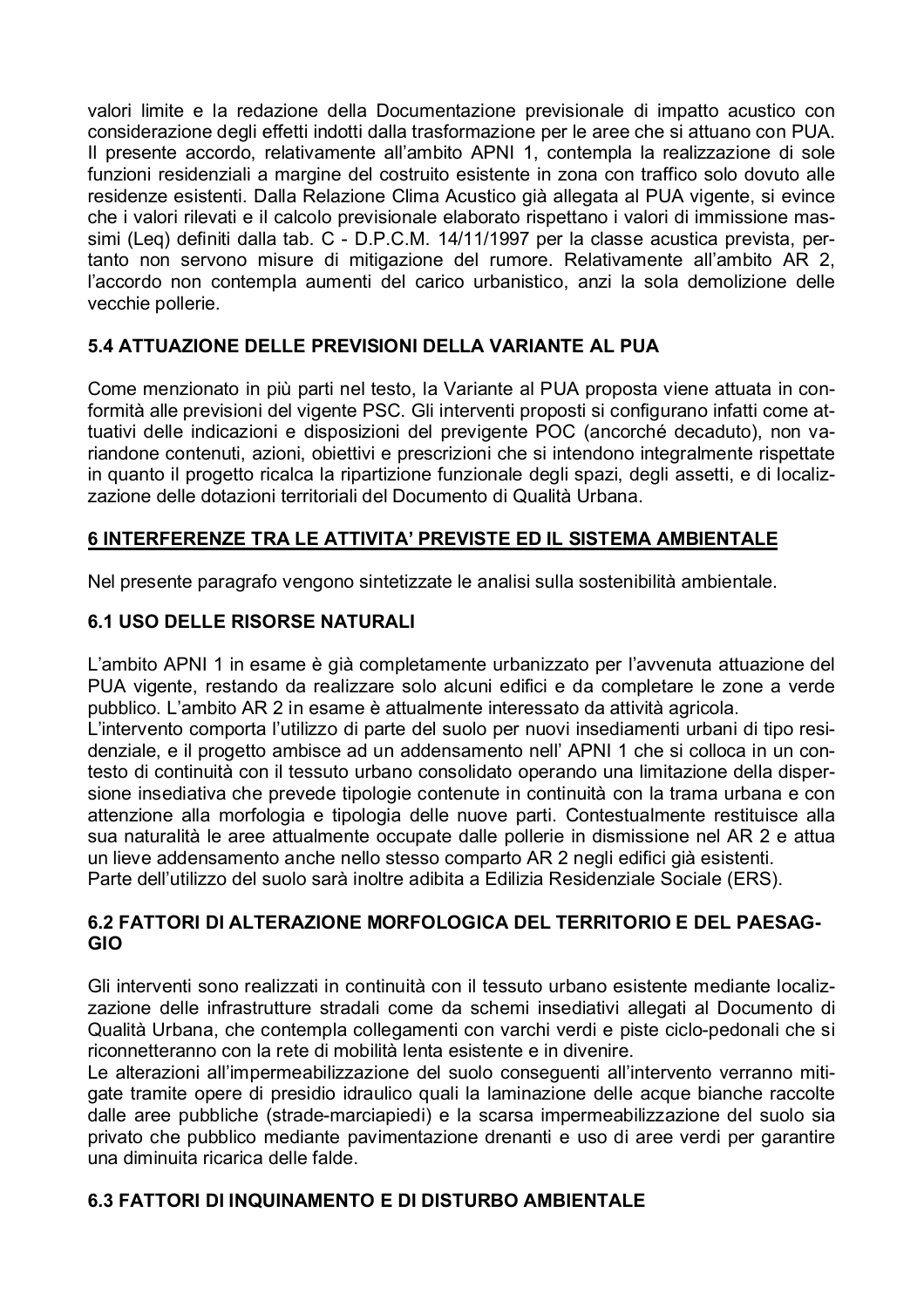valori limite e la redazione della Documentazione previsionale di impatto acustico con considerazione degli effetti indotti dalla trasformazione per le aree che si attuano con PUA. Il presente accordo, relativamente all'ambito APNI 1, contempla la realizzazione di sole funzioni residenziali a margine del costruito esistente in zona con traffico solo dovuto alle residenze esistenti. Dalla Relazione Clima Acustico già allegata al PUA vigente, si evince che i valori rilevati e il calcolo previsionale elaborato rispettano i valori di immissione massimi (Leq) definiti dalla tab. C - D.P.C.M. 14/11/1997 per la classe acustica prevista, pertanto non servono misure di mitigazione del rumore. Relativamente all'ambito AR 2, l'accordo non contempla aumenti del carico urbanistico, anzi la sola demolizione delle vecchie pollerie.

### 5.4 ATTUAZIONE DELLE PREVISIONI DELLA VARIANTE AL PUA

Come menzionato in più parti nel testo, la Variante al PUA proposta viene attuata in conformità alle previsioni del vigente PSC. Gli interventi proposti si configurano infatti come attuativi delle indicazioni e disposizioni del previgente POC (ancorché decaduto), non variandone contenuti, azioni, obiettivi e prescrizioni che si intendono integralmente rispettate in quanto il progetto ricalca la ripartizione funzionale degli spazi, degli assetti, e di localizzazione delle dotazioni territoriali del Documento di Qualità Urbana.

## 6 INTERFERENZE TRA LE ATTIVITA' PREVISTE ED IL SISTEMA AMBIENTALE

Nel presente paragrafo vengono sintetizzate le analisi sulla sostenibilità ambientale.

### 6.1 USO DELLE RISORSE NATURALI

L'ambito APNI 1 in esame è già completamente urbanizzato per l'avvenuta attuazione del PUA vigente, restando da realizzare solo alcuni edifici e da completare le zone a verde pubblico. L'ambito AR 2 in esame è attualmente interessato da attività agricola.
L'intervento comporta l'utilizzo di parte del suolo per nuovi insediamenti urbani di tipo residenziale, e il progetto ambisce ad un addensamento nell' APNI 1 che si colloca in un contesto di continuità con il tessuto urbano consolidato operando una limitazione della dispersione insediativa che prevede tipologie contenute in continuità con la trama urbana e con attenzione alla morfologia e tipologia delle nuove parti. Contestualmente restituisce alla sua naturalità le aree attualmente occupate dalle pollerie in dismissione nel AR 2 e attua un lieve addensamento anche nello stesso comparto AR 2 negli edifici già esistenti.
Parte dell'utilizzo del suolo sarà inoltre adibita a Edilizia Residenziale Sociale (ERS).

### 6.2 FATTORI DI ALTERAZIONE MORFOLOGICA DEL TERRITORIO E DEL PAESAGGIO

Gli interventi sono realizzati in continuità con il tessuto urbano esistente mediante localizzazione delle infrastrutture stradali come da schemi insediativi allegati al Documento di Qualità Urbana, che contempla collegamenti con varchi verdi e piste ciclo-pedonali che si riconnetteranno con la rete di mobilità lenta esistente e in divenire.
Le alterazioni all'impermeabilizzazione del suolo conseguenti all'intervento verranno mitigate tramite opere di presidio idraulico quali la laminazione delle acque bianche raccolte dalle aree pubbliche (strade-marciapiedi) e la scarsa impermeabilizzazione del suolo sia privato che pubblico mediante pavimentazione drenanti e uso di aree verdi per garantire una diminuita ricarica delle falde.

### 6.3 FATTORI DI INQUINAMENTO E DI DISTURBO AMBIENTALE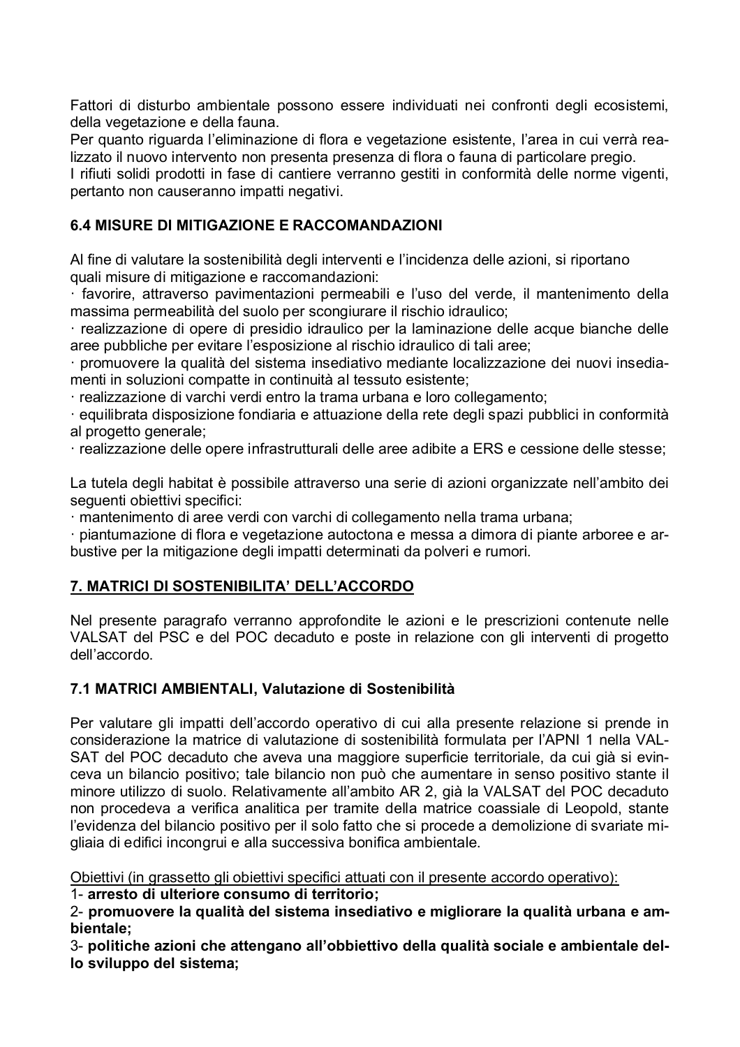Fattori di disturbo ambientale possono essere individuati nei confronti degli ecosistemi, della vegetazione e della fauna.
Per quanto riguarda l'eliminazione di flora e vegetazione esistente, l'area in cui verrà realizzato il nuovo intervento non presenta presenza di flora o fauna di particolare pregio.
I rifiuti solidi prodotti in fase di cantiere verranno gestiti in conformità delle norme vigenti, pertanto non causeranno impatti negativi.

### 6.4 MISURE DI MITIGAZIONE E RACCOMANDAZIONI

Al fine di valutare la sostenibilità degli interventi e l'incidenza delle azioni, si riportano quali misure di mitigazione e raccomandazioni:
· favorire, attraverso pavimentazioni permeabili e l'uso del verde, il mantenimento della massima permeabilità del suolo per scongiurare il rischio idraulico;
· realizzazione di opere di presidio idraulico per la laminazione delle acque bianche delle aree pubbliche per evitare l'esposizione al rischio idraulico di tali aree;
· promuovere la qualità del sistema insediativo mediante localizzazione dei nuovi insediamenti in soluzioni compatte in continuità al tessuto esistente;
· realizzazione di varchi verdi entro la trama urbana e loro collegamento;
· equilibrata disposizione fondiaria e attuazione della rete degli spazi pubblici in conformità al progetto generale;
· realizzazione delle opere infrastrutturali delle aree adibite a ERS e cessione delle stesse;

La tutela degli habitat è possibile attraverso una serie di azioni organizzate nell'ambito dei seguenti obiettivi specifici:
· mantenimento di aree verdi con varchi di collegamento nella trama urbana;
· piantumazione di flora e vegetazione autoctona e messa a dimora di piante arboree e arbustive per la mitigazione degli impatti determinati da polveri e rumori.

## 7. MATRICI DI SOSTENIBILITA' DELL'ACCORDO

Nel presente paragrafo verranno approfondite le azioni e le prescrizioni contenute nelle VALSAT del PSC e del POC decaduto e poste in relazione con gli interventi di progetto dell'accordo.

### 7.1 MATRICI AMBIENTALI, Valutazione di Sostenibilità

Per valutare gli impatti dell'accordo operativo di cui alla presente relazione si prende in considerazione la matrice di valutazione di sostenibilità formulata per l'APNI 1 nella VALSAT del POC decaduto che aveva una maggiore superficie territoriale, da cui già si evinceva un bilancio positivo; tale bilancio non può che aumentare in senso positivo stante il minore utilizzo di suolo. Relativamente all'ambito AR 2, già la VALSAT del POC decaduto non procedeva a verifica analitica per tramite della matrice coassiale di Leopold, stante l'evidenza del bilancio positivo per il solo fatto che si procede a demolizione di svariate migliaia di edifici incongrui e alla successiva bonifica ambientale.

Obiettivi (in grassetto gli obiettivi specifici attuati con il presente accordo operativo):
1- **arresto di ulteriore consumo di territorio;**
2- **promuovere la qualità del sistema insediativo e migliorare la qualità urbana e ambientale;**
3- **politiche azioni che attengano all'obbiettivo della qualità sociale e ambientale dello sviluppo del sistema;**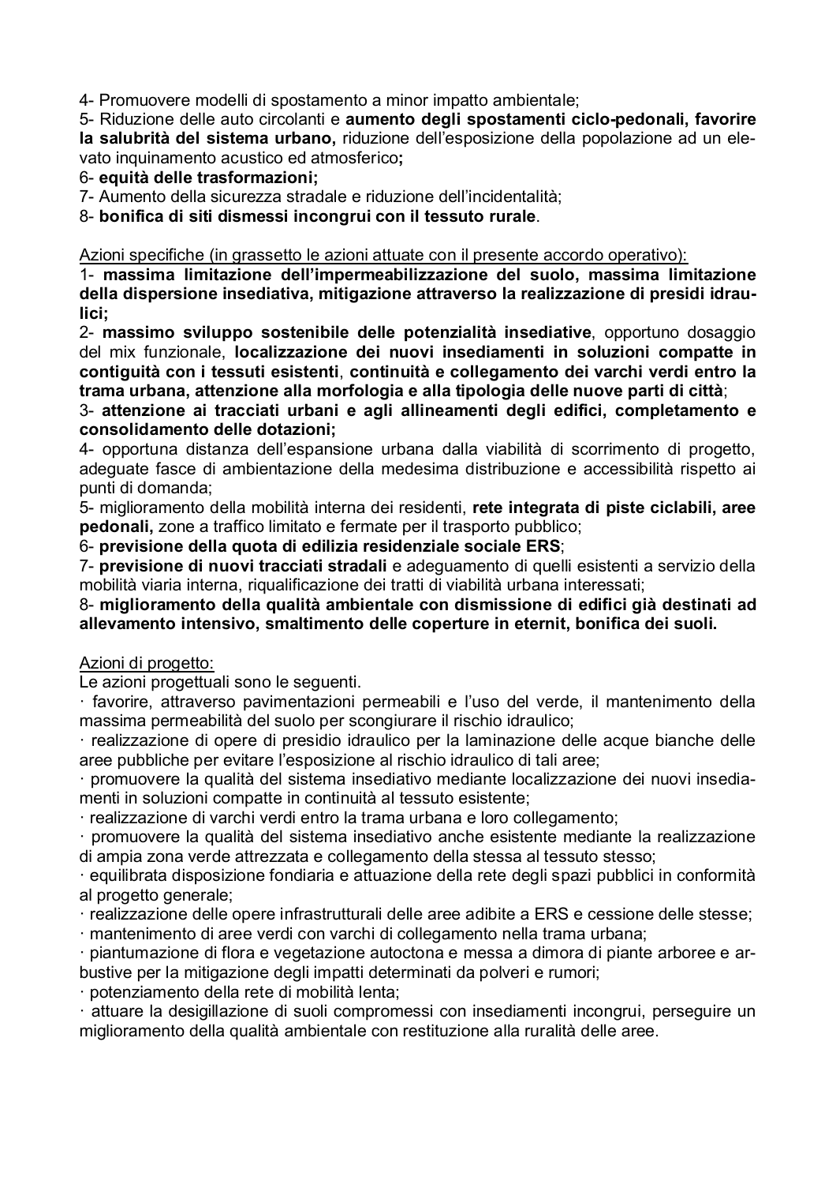4- Promuovere modelli di spostamento a minor impatto ambientale;

5- Riduzione delle auto circolanti e **aumento degli spostamenti ciclo-pedonali, favorire la salubrità del sistema urbano,** riduzione dell'esposizione della popolazione ad un elevato inquinamento acustico ed atmosferico**;**

6- **equità delle trasformazioni;**

7- Aumento della sicurezza stradale e riduzione dell'incidentalità;

8- **bonifica di siti dismessi incongrui con il tessuto rurale**.

Azioni specifiche (in grassetto le azioni attuate con il presente accordo operativo):

1- **massima limitazione dell'impermeabilizzazione del suolo, massima limitazione della dispersione insediativa, mitigazione attraverso la realizzazione di presidi idraulici;**

2- **massimo sviluppo sostenibile delle potenzialità insediative**, opportuno dosaggio del mix funzionale, **localizzazione dei nuovi insediamenti in soluzioni compatte in contiguità con i tessuti esistenti**, **continuità e collegamento dei varchi verdi entro la trama urbana, attenzione alla morfologia e alla tipologia delle nuove parti di città**;

3- **attenzione ai tracciati urbani e agli allineamenti degli edifici, completamento e consolidamento delle dotazioni;**

4- opportuna distanza dell'espansione urbana dalla viabilità di scorrimento di progetto, adeguate fasce di ambientazione della medesima distribuzione e accessibilità rispetto ai punti di domanda;

5- miglioramento della mobilità interna dei residenti, **rete integrata di piste ciclabili, aree pedonali,** zone a traffico limitato e fermate per il trasporto pubblico;

6- **previsione della quota di edilizia residenziale sociale ERS**;

7- **previsione di nuovi tracciati stradali** e adeguamento di quelli esistenti a servizio della mobilità viaria interna, riqualificazione dei tratti di viabilità urbana interessati;

8- **miglioramento della qualità ambientale con dismissione di edifici già destinati ad allevamento intensivo, smaltimento delle coperture in eternit, bonifica dei suoli.**

Azioni di progetto:

Le azioni progettuali sono le seguenti.

· favorire, attraverso pavimentazioni permeabili e l'uso del verde, il mantenimento della massima permeabilità del suolo per scongiurare il rischio idraulico;

· realizzazione di opere di presidio idraulico per la laminazione delle acque bianche delle aree pubbliche per evitare l'esposizione al rischio idraulico di tali aree;

· promuovere la qualità del sistema insediativo mediante localizzazione dei nuovi insediamenti in soluzioni compatte in continuità al tessuto esistente;

· realizzazione di varchi verdi entro la trama urbana e loro collegamento;

· promuovere la qualità del sistema insediativo anche esistente mediante la realizzazione di ampia zona verde attrezzata e collegamento della stessa al tessuto stesso;

· equilibrata disposizione fondiaria e attuazione della rete degli spazi pubblici in conformità al progetto generale;

· realizzazione delle opere infrastrutturali delle aree adibite a ERS e cessione delle stesse;

· mantenimento di aree verdi con varchi di collegamento nella trama urbana;

· piantumazione di flora e vegetazione autoctona e messa a dimora di piante arboree e arbustive per la mitigazione degli impatti determinati da polveri e rumori;

· potenziamento della rete di mobilità lenta;

· attuare la desigillazione di suoli compromessi con insediamenti incongrui, perseguire un miglioramento della qualità ambientale con restituzione alla ruralità delle aree.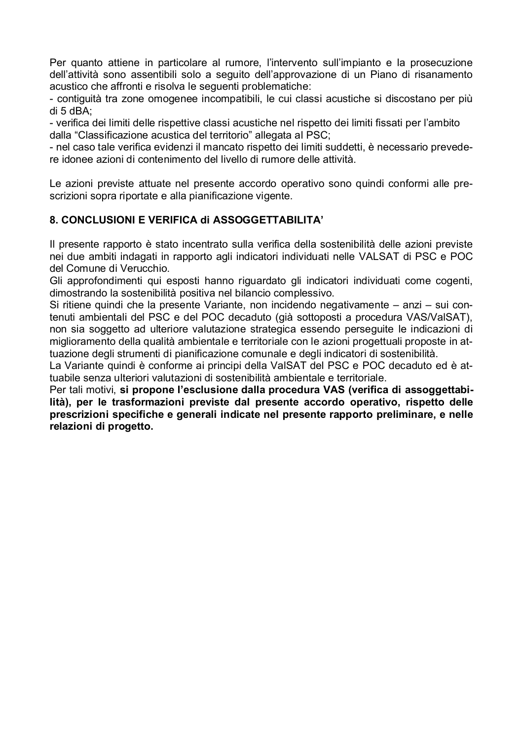Per quanto attiene in particolare al rumore, l'intervento sull'impianto e la prosecuzione dell'attività sono assentibili solo a seguito dell'approvazione di un Piano di risanamento acustico che affronti e risolva le seguenti problematiche:
- contiguità tra zone omogenee incompatibili, le cui classi acustiche si discostano per più di 5 dBA;
- verifica dei limiti delle rispettive classi acustiche nel rispetto dei limiti fissati per l'ambito dalla "Classificazione acustica del territorio" allegata al PSC;
- nel caso tale verifica evidenzi il mancato rispetto dei limiti suddetti, è necessario prevedere idonee azioni di contenimento del livello di rumore delle attività.

Le azioni previste attuate nel presente accordo operativo sono quindi conformi alle prescrizioni sopra riportate e alla pianificazione vigente.

## 8. CONCLUSIONI E VERIFICA di ASSOGGETTABILITA'

Il presente rapporto è stato incentrato sulla verifica della sostenibilità delle azioni previste nei due ambiti indagati in rapporto agli indicatori individuati nelle VALSAT di PSC e POC del Comune di Verucchio.
Gli approfondimenti qui esposti hanno riguardato gli indicatori individuati come cogenti, dimostrando la sostenibilità positiva nel bilancio complessivo.
Si ritiene quindi che la presente Variante, non incidendo negativamente – anzi – sui contenuti ambientali del PSC e del POC decaduto (già sottoposti a procedura VAS/ValSAT), non sia soggetto ad ulteriore valutazione strategica essendo perseguite le indicazioni di miglioramento della qualità ambientale e territoriale con le azioni progettuali proposte in attuazione degli strumenti di pianificazione comunale e degli indicatori di sostenibilità.
La Variante quindi è conforme ai principi della ValSAT del PSC e POC decaduto ed è attuabile senza ulteriori valutazioni di sostenibilità ambientale e territoriale.
Per tali motivi, **si propone l'esclusione dalla procedura VAS (verifica di assoggettabilità), per le trasformazioni previste dal presente accordo operativo, rispetto delle prescrizioni specifiche e generali indicate nel presente rapporto preliminare, e nelle relazioni di progetto.**